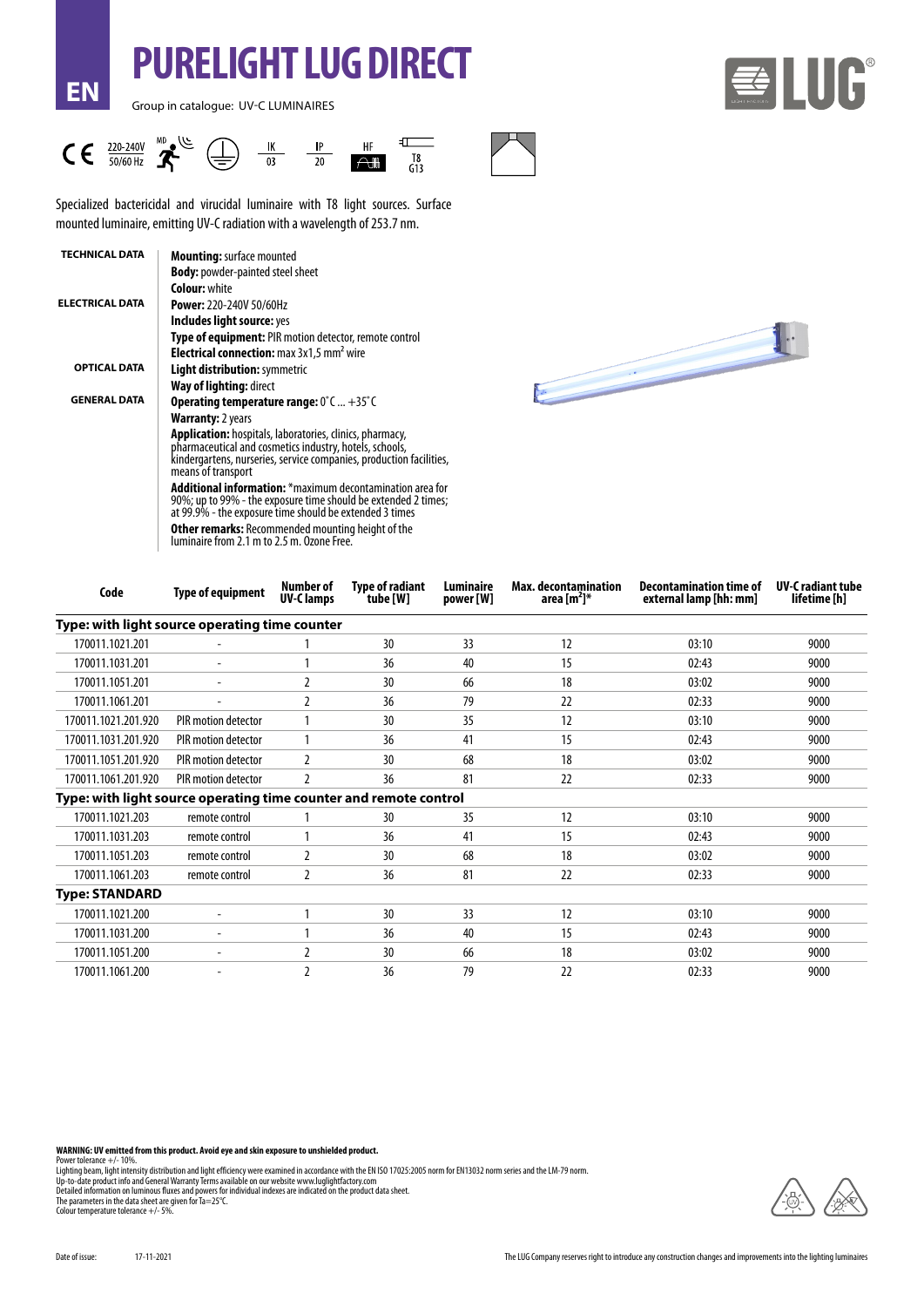# PURELIGHT LUG DIRECT

EN

Group in catalogue: UV-C LUMINAIRES

220-240V 50/60 Hz | MD | IK 03 | IP 20 | HF | T8 G13

Specialized bactericidal and virucidal luminaire with T8 light sources. Surface mounted luminaire, emitting UV-C radiation with a wavelength of 253.7 nm.

**TECHNICAL DATA**

**Mounting:** surface mounted
**Body:** powder-painted steel sheet
**Colour:** white

**ELECTRICAL DATA**

**Power:** 220-240V 50/60Hz
**Includes light source:** yes
**Type of equipment:** PIR motion detector, remote control
**Electrical connection:** max 3x1,5 mm$^2$ wire

**OPTICAL DATA**

**Light distribution:** symmetric
**Way of lighting:** direct

**GENERAL DATA**

**Operating temperature range:** 0˚C ... +35˚C
**Warranty:** 2 years
**Application:** hospitals, laboratories, clinics, pharmacy, pharmaceutical and cosmetics industry, hotels, schools, kindergartens, nurseries, service companies, production facilities, means of transport
**Additional information:** *maximum decontamination area for 90%; up to 99% - the exposure time should be extended 2 times; at 99.9% - the exposure time should be extended 3 times
**Other remarks:** Recommended mounting height of the luminaire from 2.1 m to 2.5 m. Ozone Free.

| Code | Type of equipment | Number of UV-C lamps | Type of radiant tube [W] | Luminaire power [W] | Max. decontamination area [m$^2$]* | Decontamination time of external lamp [hh: mm] | UV-C radiant tube lifetime [h] |
|---|---|---|---|---|---|---|---|
| **Type: with light source operating time counter** | | | | | | | |
| 170011.1021.201 | - | 1 | 30 | 33 | 12 | 03:10 | 9000 |
| 170011.1031.201 | - | 1 | 36 | 40 | 15 | 02:43 | 9000 |
| 170011.1051.201 | - | 2 | 30 | 66 | 18 | 03:02 | 9000 |
| 170011.1061.201 | - | 2 | 36 | 79 | 22 | 02:33 | 9000 |
| 170011.1021.201.920 | PIR motion detector | 1 | 30 | 35 | 12 | 03:10 | 9000 |
| 170011.1031.201.920 | PIR motion detector | 1 | 36 | 41 | 15 | 02:43 | 9000 |
| 170011.1051.201.920 | PIR motion detector | 2 | 30 | 68 | 18 | 03:02 | 9000 |
| 170011.1061.201.920 | PIR motion detector | 2 | 36 | 81 | 22 | 02:33 | 9000 |
| **Type: with light source operating time counter and remote control** | | | | | | | |
| 170011.1021.203 | remote control | 1 | 30 | 35 | 12 | 03:10 | 9000 |
| 170011.1031.203 | remote control | 1 | 36 | 41 | 15 | 02:43 | 9000 |
| 170011.1051.203 | remote control | 2 | 30 | 68 | 18 | 03:02 | 9000 |
| 170011.1061.203 | remote control | 2 | 36 | 81 | 22 | 02:33 | 9000 |
| **Type: STANDARD** | | | | | | | |
| 170011.1021.200 | - | 1 | 30 | 33 | 12 | 03:10 | 9000 |
| 170011.1031.200 | - | 1 | 36 | 40 | 15 | 02:43 | 9000 |
| 170011.1051.200 | - | 2 | 30 | 66 | 18 | 03:02 | 9000 |
| 170011.1061.200 | - | 2 | 36 | 79 | 22 | 02:33 | 9000 |

**WARNING: UV emitted from this product. Avoid eye and skin exposure to unshielded product.**
Power tolerance +/- 10%.
Lighting beam, light intensity distribution and light efficiency were examined in accordance with the EN ISO 17025:2005 norm for EN13032 norm series and the LM-79 norm.
Up-to-date product info and General Warranty Terms available on our website www.luglightfactory.com
Detailed information on luminous fluxes and powers for individual indexes are indicated on the product data sheet.
The parameters in the data sheet are given for Ta=25°C.
Colour temperature tolerance +/- 5%.

Date of issue: 17-11-2021

The LUG Company reserves right to introduce any construction changes and improvements into the lighting luminaires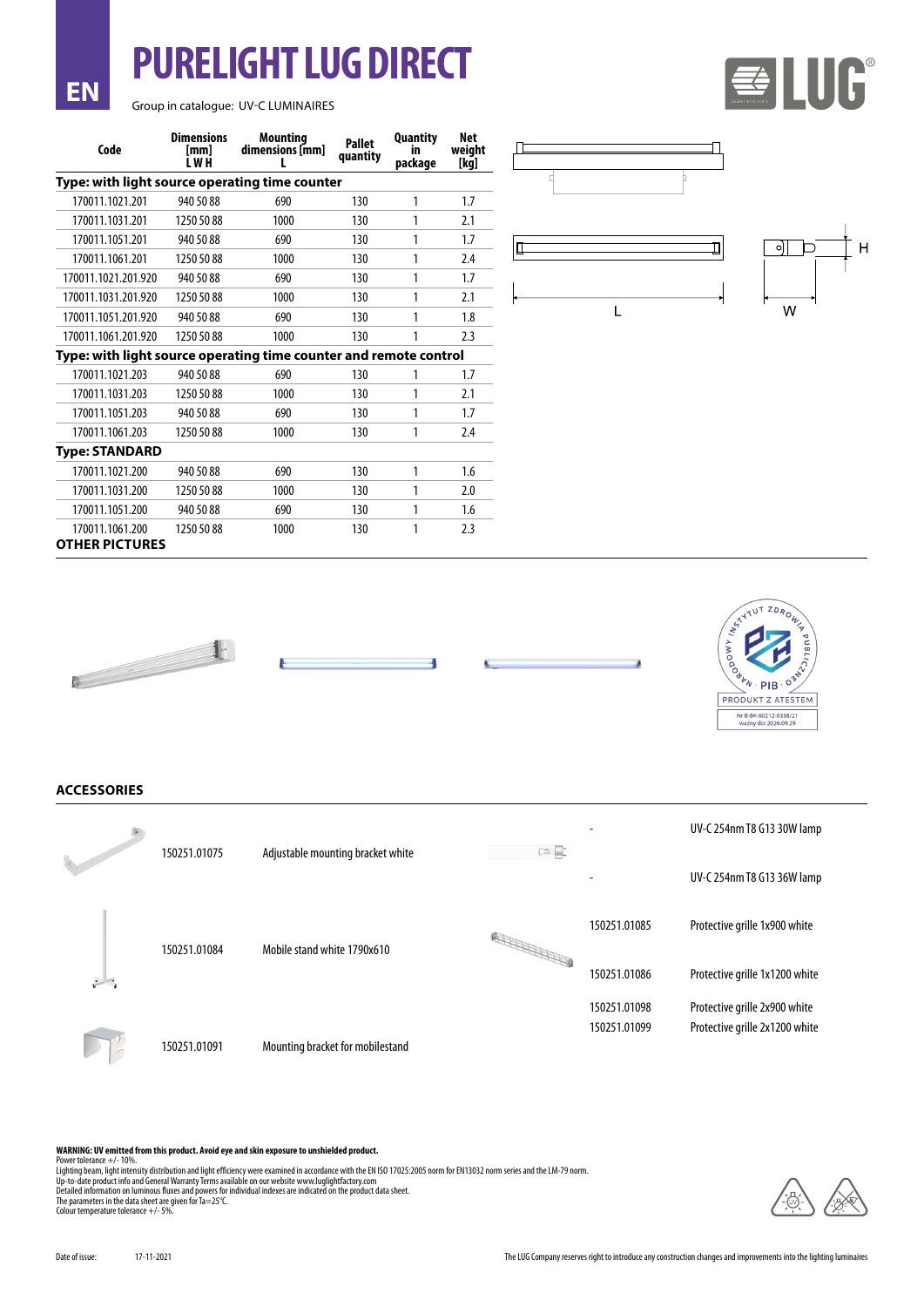EN

# PURELIGHT LUG DIRECT

Group in catalogue: UV-C LUMINAIRES

| Code | Dimensions [mm] L W H | Mounting dimensions [mm] L | Pallet quantity | Quantity in package | Net weight [kg] |
|---|---|---|---|---|---|
| **Type: with light source operating time counter** | | | | | |
| 170011.1021.201 | 940 50 88 | 690 | 130 | 1 | 1.7 |
| 170011.1031.201 | 1250 50 88 | 1000 | 130 | 1 | 2.1 |
| 170011.1051.201 | 940 50 88 | 690 | 130 | 1 | 1.7 |
| 170011.1061.201 | 1250 50 88 | 1000 | 130 | 1 | 2.4 |
| 170011.1021.201.920 | 940 50 88 | 690 | 130 | 1 | 1.7 |
| 170011.1031.201.920 | 1250 50 88 | 1000 | 130 | 1 | 2.1 |
| 170011.1051.201.920 | 940 50 88 | 690 | 130 | 1 | 1.8 |
| 170011.1061.201.920 | 1250 50 88 | 1000 | 130 | 1 | 2.3 |
| **Type: with light source operating time counter and remote control** | | | | | |
| 170011.1021.203 | 940 50 88 | 690 | 130 | 1 | 1.7 |
| 170011.1031.203 | 1250 50 88 | 1000 | 130 | 1 | 2.1 |
| 170011.1051.203 | 940 50 88 | 690 | 130 | 1 | 1.7 |
| 170011.1061.203 | 1250 50 88 | 1000 | 130 | 1 | 2.4 |
| **Type: STANDARD** | | | | | |
| 170011.1021.200 | 940 50 88 | 690 | 130 | 1 | 1.6 |
| 170011.1031.200 | 1250 50 88 | 1000 | 130 | 1 | 2.0 |
| 170011.1051.200 | 940 50 88 | 690 | 130 | 1 | 1.6 |
| 170011.1061.200 | 1250 50 88 | 1000 | 130 | 1 | 2.3 |

L W H

**OTHER PICTURES**

NARODOWY INSTYTUT ZDROWIA PUBLICZNEGO · PIB ·
PRODUKT Z ATESTEM
Nr B-BK-60212-0338/21
ważny do: 2026.09.29

**ACCESSORIES**

| Code | Description |
|---|---|
| 150251.01075 | Adjustable mounting bracket white |
| 150251.01084 | Mobile stand white 1790x610 |
| 150251.01091 | Mounting bracket for mobilestand |
| - | UV-C 254nm T8 G13 30W lamp |
| - | UV-C 254nm T8 G13 36W lamp |
| 150251.01085 | Protective grille 1x900 white |
| 150251.01086 | Protective grille 1x1200 white |
| 150251.01098 | Protective grille 2x900 white |
| 150251.01099 | Protective grille 2x1200 white |

**WARNING: UV emitted from this product. Avoid eye and skin exposure to unshielded product.**
Power tolerance +/- 10%.
Lighting beam, light intensity distribution and light efficiency were examined in accordance with the EN ISO 17025:2005 norm for EN13032 norm series and the LM-79 norm.
Up-to-date product info and General Warranty Terms available on our website www.luglightfactory.com
Detailed information on luminous fluxes and powers for individual indexes are indicated on the product data sheet.
The parameters in the data sheet are given for Ta=25°C.
Colour temperature tolerance +/- 5%.

Date of issue: 17-11-2021

The LUG Company reserves right to introduce any construction changes and improvements into the lighting luminaires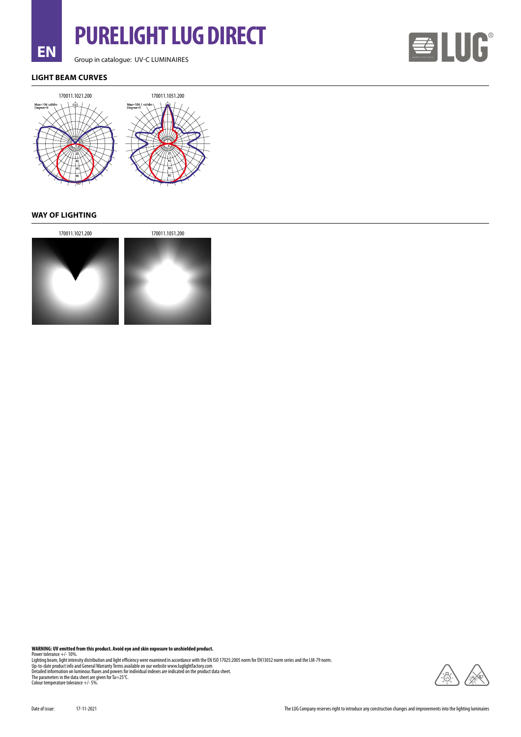# PURELIGHT LUG DIRECT

EN

Group in catalogue: UV-C LUMINAIRES

## LIGHT BEAM CURVES

170011.1021.200

Max=106 cd/klm
Degree=0

20
40
60
80
100

170011.1051.200

Max=108,1 cd/klm
Degree=0

0
20
40
60
80

## WAY OF LIGHTING

170011.1021.200

170011.1051.200

**WARNING: UV emitted from this product. Avoid eye and skin exposure to unshielded product.**
Power tolerance +/- 10%.
Lighting beam, light intensity distribution and light efficiency were examined in accordance with the EN ISO 17025:2005 norm for EN13032 norm series and the LM-79 norm.
Up-to-date product info and General Warranty Terms available on our website www.luglightfactory.com
Detailed information on luminous fluxes and powers for individual indexes are indicated on the product data sheet.
The parameters in the data sheet are given for Ta=25°C.
Colour temperature tolerance +/- 5%.

Date of issue: 17-11-2021

The LUG Company reserves right to introduce any construction changes and improvements into the lighting luminaires